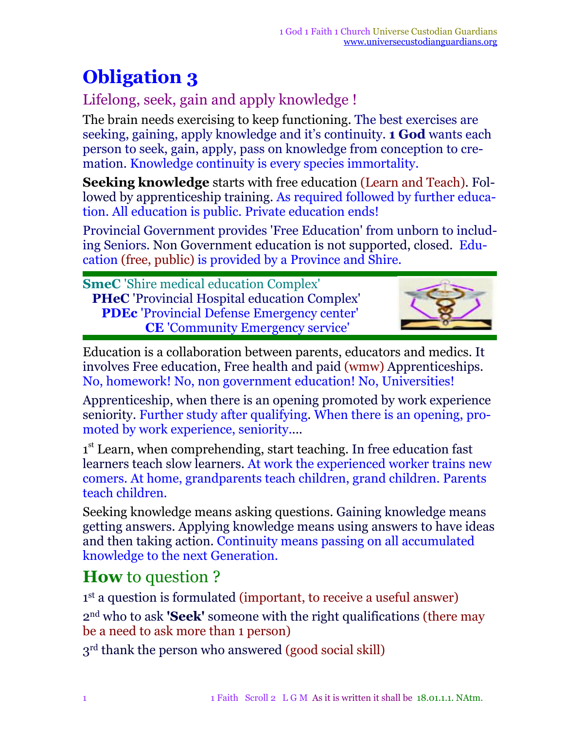# Obligation 3

## Lifelong, seek, gain and apply knowledge !

The brain needs exercising to keep functioning. The best exercises are seeking, gaining, apply knowledge and it's continuity. **1 God** wants each person to seek, gain, apply, pass on knowledge from conception to cremation. Knowledge continuity is every species immortality.

**Seeking knowledge** starts with free education (Learn and Teach). Followed by apprenticeship training. As required followed by further education. All education is public. Private education ends!

Provincial Government provides 'Free Education' from unborn to including Seniors. Non Government education is not supported, closed. Education (free, public) is provided by a Province and Shire.

**SmeC** 'Shire medical education Complex'
**PHeC** 'Provincial Hospital education Complex'
**PDEc** 'Provincial Defense Emergency center'
**CE** 'Community Emergency service'

Education is a collaboration between parents, educators and medics. It involves Free education, Free health and paid (wmw) Apprenticeships. No, homework! No, non government education! No, Universities!

Apprenticeship, when there is an opening promoted by work experience seniority. Further study after qualifying. When there is an opening, promoted by work experience, seniority....

1st Learn, when comprehending, start teaching. In free education fast learners teach slow learners. At work the experienced worker trains new comers. At home, grandparents teach children, grand children. Parents teach children.

Seeking knowledge means asking questions. Gaining knowledge means getting answers. Applying knowledge means using answers to have ideas and then taking action. Continuity means passing on all accumulated knowledge to the next Generation.

## **How** to question ?

1st a question is formulated (important, to receive a useful answer)

2nd who to ask **'Seek'** someone with the right qualifications (there may be a need to ask more than 1 person)

3rd thank the person who answered (good social skill)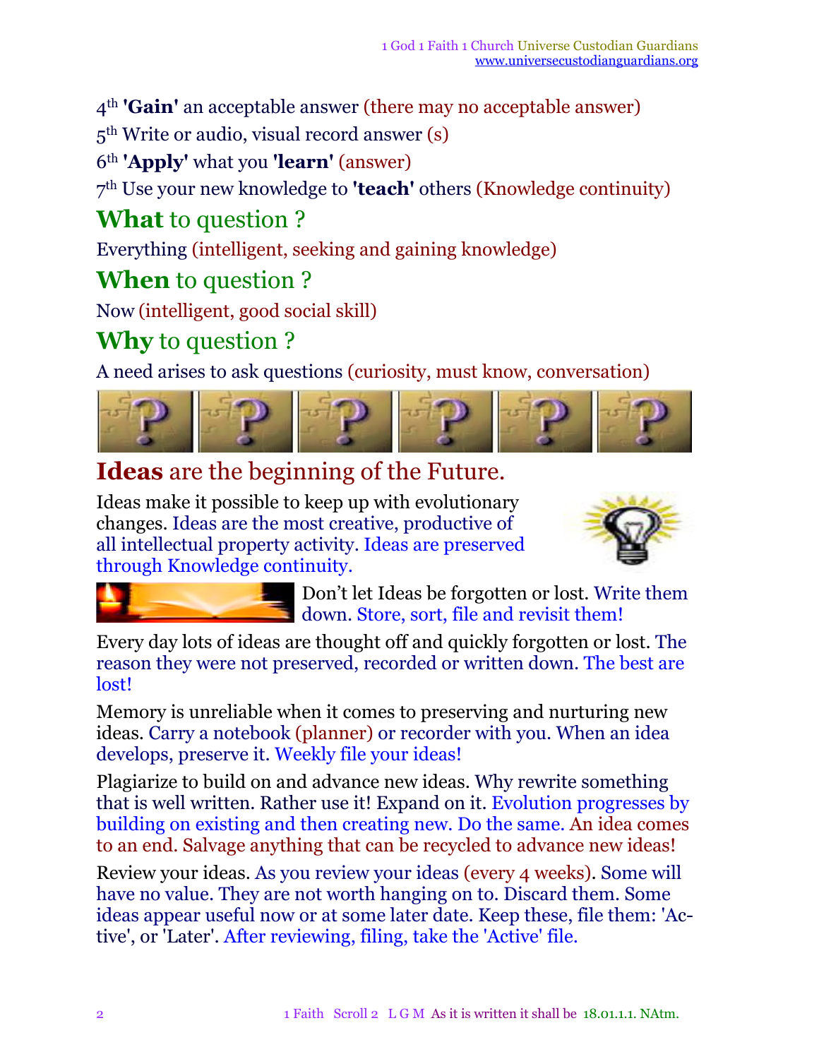4th **'Gain'** an acceptable answer (there may no acceptable answer)

5th Write or audio, visual record answer (s)

6th **'Apply'** what you **'learn'** (answer)

7th Use your new knowledge to **'teach'** others (Knowledge continuity)

## **What** to question ?

Everything (intelligent, seeking and gaining knowledge)

## **When** to question ?

Now (intelligent, good social skill)

## **Why** to question ?

A need arises to ask questions (curiosity, must know, conversation)

## **Ideas** are the beginning of the Future.

Ideas make it possible to keep up with evolutionary changes. Ideas are the most creative, productive of all intellectual property activity. Ideas are preserved through Knowledge continuity.

Don't let Ideas be forgotten or lost. Write them down. Store, sort, file and revisit them!

Every day lots of ideas are thought off and quickly forgotten or lost. The reason they were not preserved, recorded or written down. The best are lost!

Memory is unreliable when it comes to preserving and nurturing new ideas. Carry a notebook (planner) or recorder with you. When an idea develops, preserve it. Weekly file your ideas!

Plagiarize to build on and advance new ideas. Why rewrite something that is well written. Rather use it! Expand on it. Evolution progresses by building on existing and then creating new. Do the same. An idea comes to an end. Salvage anything that can be recycled to advance new ideas!

Review your ideas. As you review your ideas (every 4 weeks). Some will have no value. They are not worth hanging on to. Discard them. Some ideas appear useful now or at some later date. Keep these, file them: 'Active', or 'Later'. After reviewing, filing, take the 'Active' file.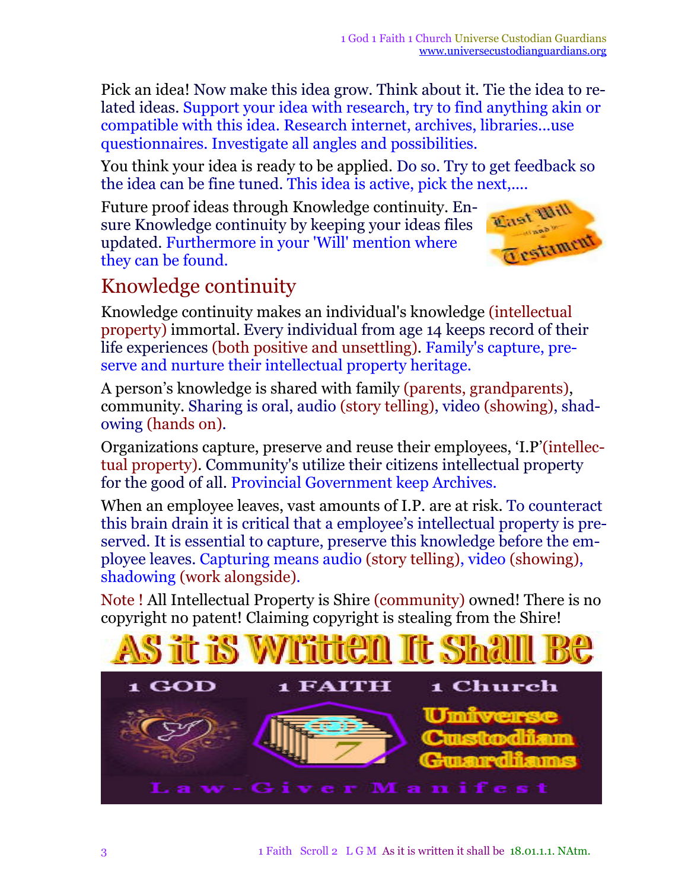Pick an idea! Now make this idea grow. Think about it. Tie the idea to related ideas. Support your idea with research, try to find anything akin or compatible with this idea. Research internet, archives, libraries...use questionnaires. Investigate all angles and possibilities.

You think your idea is ready to be applied. Do so. Try to get feedback so the idea can be fine tuned. This idea is active, pick the next,....

Future proof ideas through Knowledge continuity. Ensure Knowledge continuity by keeping your ideas files updated. Furthermore in your 'Will' mention where they can be found.

## Knowledge continuity

Knowledge continuity makes an individual's knowledge (intellectual property) immortal. Every individual from age 14 keeps record of their life experiences (both positive and unsettling). Family's capture, preserve and nurture their intellectual property heritage.

A person's knowledge is shared with family (parents, grandparents), community. Sharing is oral, audio (story telling), video (showing), shadowing (hands on).

Organizations capture, preserve and reuse their employees, 'I.P'(intellectual property). Community's utilize their citizens intellectual property for the good of all. Provincial Government keep Archives.

When an employee leaves, vast amounts of I.P. are at risk. To counteract this brain drain it is critical that a employee's intellectual property is preserved. It is essential to capture, preserve this knowledge before the employee leaves. Capturing means audio (story telling), video (showing), shadowing (work alongside).

Note ! All Intellectual Property is Shire (community) owned! There is no copyright no patent! Claiming copyright is stealing from the Shire!

AS it iS Written It Shall Be

1 GOD 1 FAITH 1 Church Universe Custodian Guardians

Law-Giver Manifest